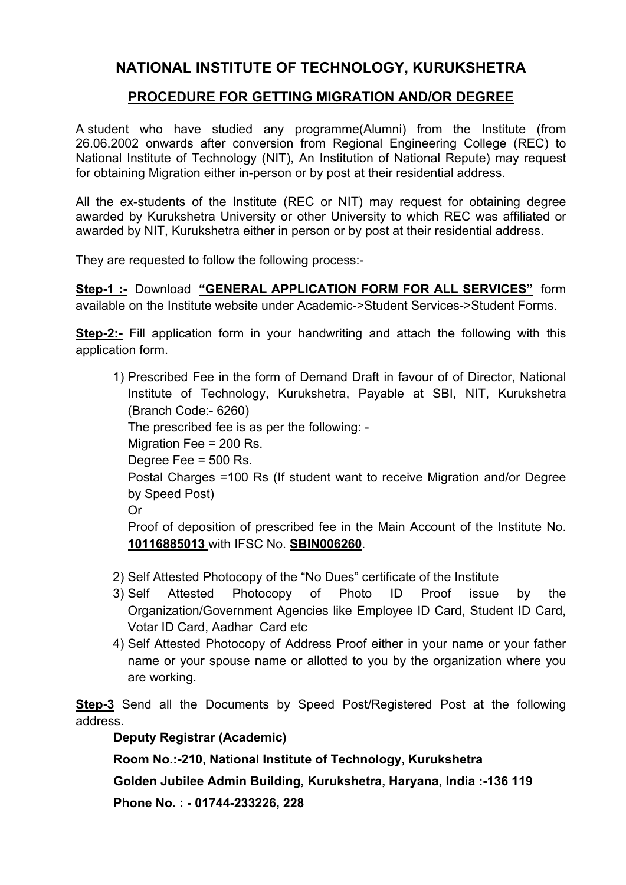# NATIONAL INSTITUTE OF TECHNOLOGY, KURUKSHETRA

## PROCEDURE FOR GETTING MIGRATION AND/OR DEGREE

A student who have studied any programme(Alumni) from the Institute (from 26.06.2002 onwards after conversion from Regional Engineering College (REC) to National Institute of Technology (NIT), An Institution of National Repute) may request for obtaining Migration either in-person or by post at their residential address.

All the ex-students of the Institute (REC or NIT) may request for obtaining degree awarded by Kurukshetra University or other University to which REC was affiliated or awarded by NIT, Kurukshetra either in person or by post at their residential address.

They are requested to follow the following process:-

**Step-1 :-** Download **"GENERAL APPLICATION FORM FOR ALL SERVICES"** form available on the Institute website under Academic->Student Services->Student Forms.

**Step-2:-** Fill application form in your handwriting and attach the following with this application form.

1) Prescribed Fee in the form of Demand Draft in favour of of Director, National Institute of Technology, Kurukshetra, Payable at SBI, NIT, Kurukshetra (Branch Code:- 6260)
   The prescribed fee is as per the following: -
   Migration Fee = 200 Rs.
   Degree Fee = 500 Rs.
   Postal Charges =100 Rs (If student want to receive Migration and/or Degree by Speed Post)
   Or
   Proof of deposition of prescribed fee in the Main Account of the Institute No. **10116885013** with IFSC No. **SBIN006260**.
2) Self Attested Photocopy of the "No Dues" certificate of the Institute
3) Self Attested Photocopy of Photo ID Proof issue by the Organization/Government Agencies like Employee ID Card, Student ID Card, Votar ID Card, Aadhar Card etc
4) Self Attested Photocopy of Address Proof either in your name or your father name or your spouse name or allotted to you by the organization where you are working.

**Step-3** Send all the Documents by Speed Post/Registered Post at the following address.

**Deputy Registrar (Academic)**

**Room No.:-210, National Institute of Technology, Kurukshetra**

**Golden Jubilee Admin Building, Kurukshetra, Haryana, India :-136 119**

**Phone No. : - 01744-233226, 228**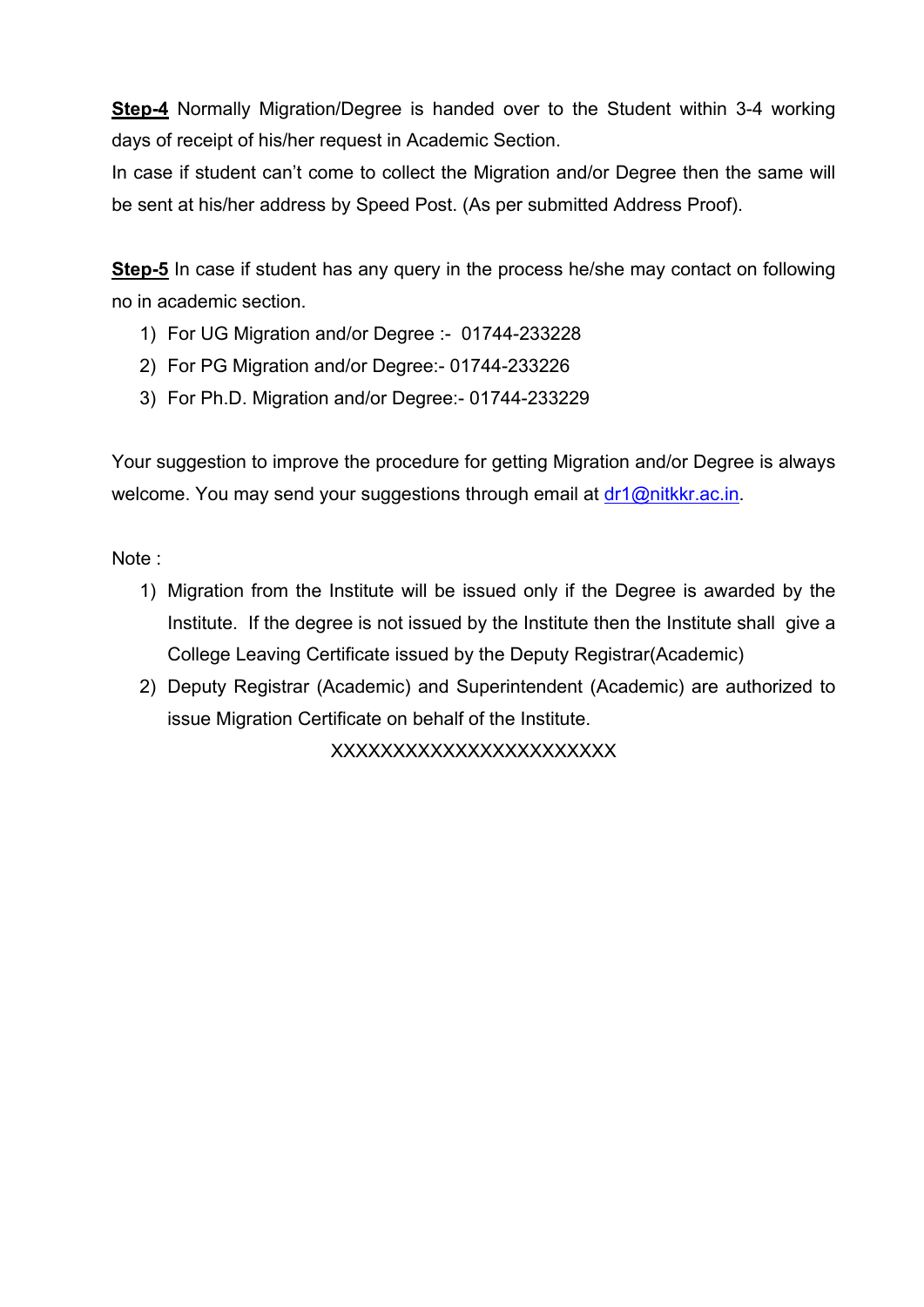**Step-4** Normally Migration/Degree is handed over to the Student within 3-4 working days of receipt of his/her request in Academic Section.

In case if student can't come to collect the Migration and/or Degree then the same will be sent at his/her address by Speed Post. (As per submitted Address Proof).

**Step-5** In case if student has any query in the process he/she may contact on following no in academic section.

1) For UG Migration and/or Degree :- 01744-233228
2) For PG Migration and/or Degree:- 01744-233226
3) For Ph.D. Migration and/or Degree:- 01744-233229

Your suggestion to improve the procedure for getting Migration and/or Degree is always welcome. You may send your suggestions through email at dr1@nitkkr.ac.in.

Note :

1) Migration from the Institute will be issued only if the Degree is awarded by the Institute. If the degree is not issued by the Institute then the Institute shall give a College Leaving Certificate issued by the Deputy Registrar(Academic)
2) Deputy Registrar (Academic) and Superintendent (Academic) are authorized to issue Migration Certificate on behalf of the Institute.

XXXXXXXXXXXXXXXXXXXXXXX